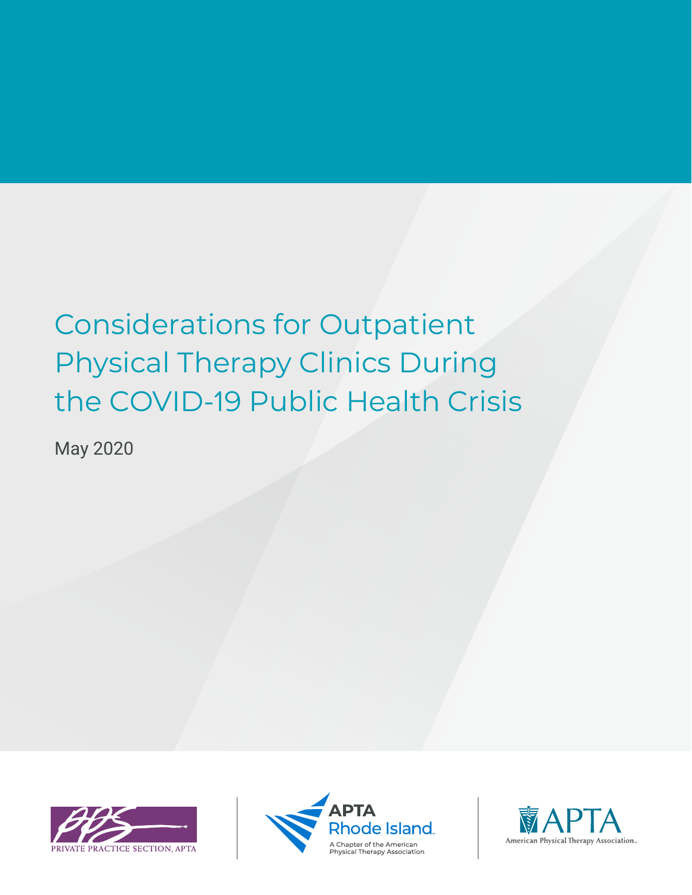# Considerations for Outpatient Physical Therapy Clinics During the COVID-19 Public Health Crisis

May 2020

PRIVATE PRACTICE SECTION, APTA

APTA Rhode Island
A Chapter of the American Physical Therapy Association

APTA
American Physical Therapy Association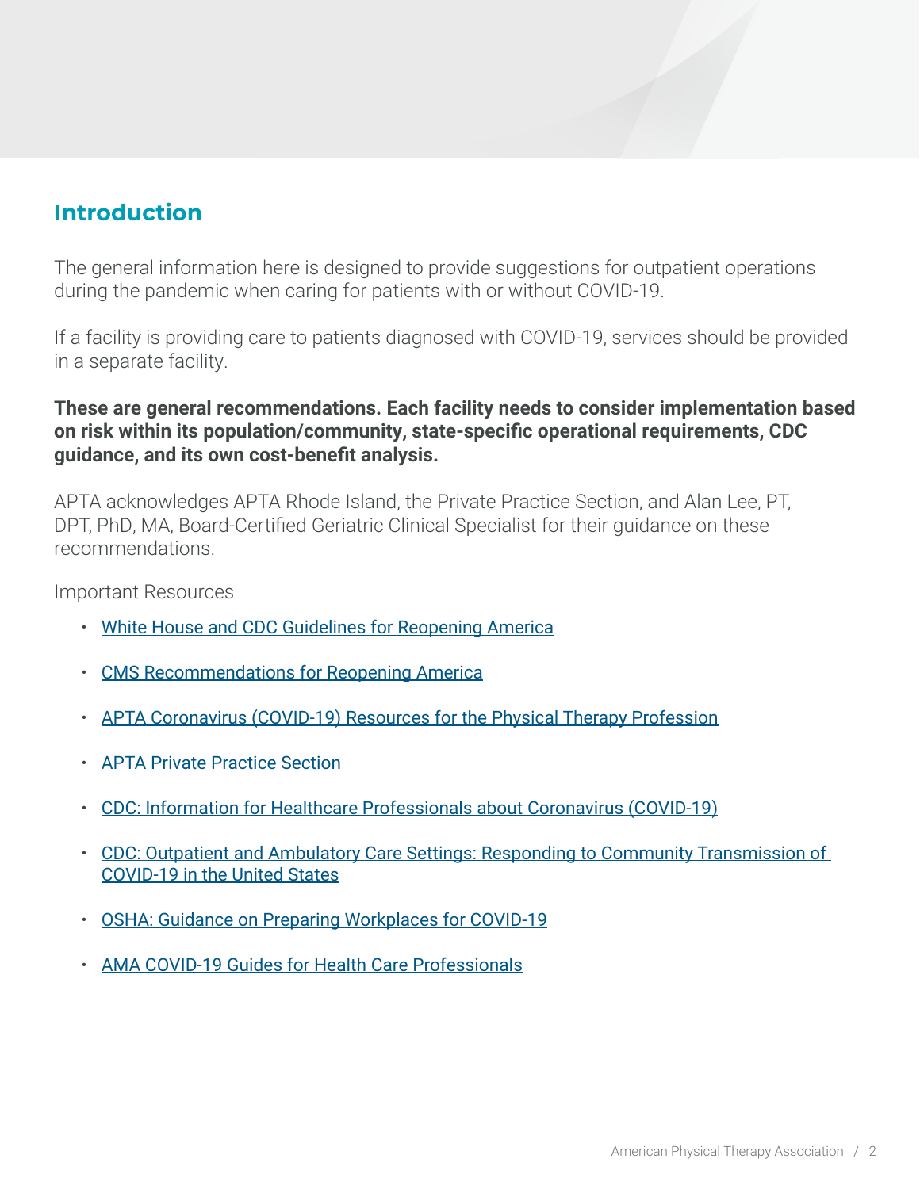## Introduction

The general information here is designed to provide suggestions for outpatient operations during the pandemic when caring for patients with or without COVID-19.

If a facility is providing care to patients diagnosed with COVID-19, services should be provided in a separate facility.

**These are general recommendations. Each facility needs to consider implementation based on risk within its population/community, state-specific operational requirements, CDC guidance, and its own cost-benefit analysis.**

APTA acknowledges APTA Rhode Island, the Private Practice Section, and Alan Lee, PT, DPT, PhD, MA, Board-Certified Geriatric Clinical Specialist for their guidance on these recommendations.

Important Resources

- White House and CDC Guidelines for Reopening America
- CMS Recommendations for Reopening America
- APTA Coronavirus (COVID-19) Resources for the Physical Therapy Profession
- APTA Private Practice Section
- CDC: Information for Healthcare Professionals about Coronavirus (COVID-19)
- CDC: Outpatient and Ambulatory Care Settings: Responding to Community Transmission of COVID-19 in the United States
- OSHA: Guidance on Preparing Workplaces for COVID-19
- AMA COVID-19 Guides for Health Care Professionals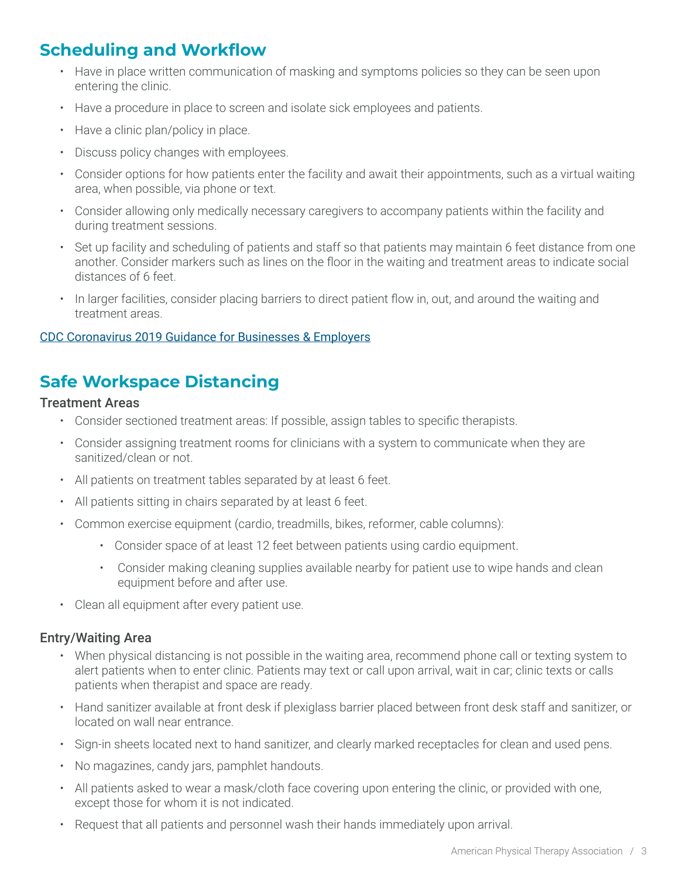## Scheduling and Workflow

- Have in place written communication of masking and symptoms policies so they can be seen upon entering the clinic.
- Have a procedure in place to screen and isolate sick employees and patients.
- Have a clinic plan/policy in place.
- Discuss policy changes with employees.
- Consider options for how patients enter the facility and await their appointments, such as a virtual waiting area, when possible, via phone or text.
- Consider allowing only medically necessary caregivers to accompany patients within the facility and during treatment sessions.
- Set up facility and scheduling of patients and staff so that patients may maintain 6 feet distance from one another. Consider markers such as lines on the floor in the waiting and treatment areas to indicate social distances of 6 feet.
- In larger facilities, consider placing barriers to direct patient flow in, out, and around the waiting and treatment areas.

CDC Coronavirus 2019 Guidance for Businesses & Employers

## Safe Workspace Distancing

### Treatment Areas

- Consider sectioned treatment areas: If possible, assign tables to specific therapists.
- Consider assigning treatment rooms for clinicians with a system to communicate when they are sanitized/clean or not.
- All patients on treatment tables separated by at least 6 feet.
- All patients sitting in chairs separated by at least 6 feet.
- Common exercise equipment (cardio, treadmills, bikes, reformer, cable columns):
    - Consider space of at least 12 feet between patients using cardio equipment.
    - Consider making cleaning supplies available nearby for patient use to wipe hands and clean equipment before and after use.
- Clean all equipment after every patient use.

### Entry/Waiting Area

- When physical distancing is not possible in the waiting area, recommend phone call or texting system to alert patients when to enter clinic. Patients may text or call upon arrival, wait in car; clinic texts or calls patients when therapist and space are ready.
- Hand sanitizer available at front desk if plexiglass barrier placed between front desk staff and sanitizer, or located on wall near entrance.
- Sign-in sheets located next to hand sanitizer, and clearly marked receptacles for clean and used pens.
- No magazines, candy jars, pamphlet handouts.
- All patients asked to wear a mask/cloth face covering upon entering the clinic, or provided with one, except those for whom it is not indicated.
- Request that all patients and personnel wash their hands immediately upon arrival.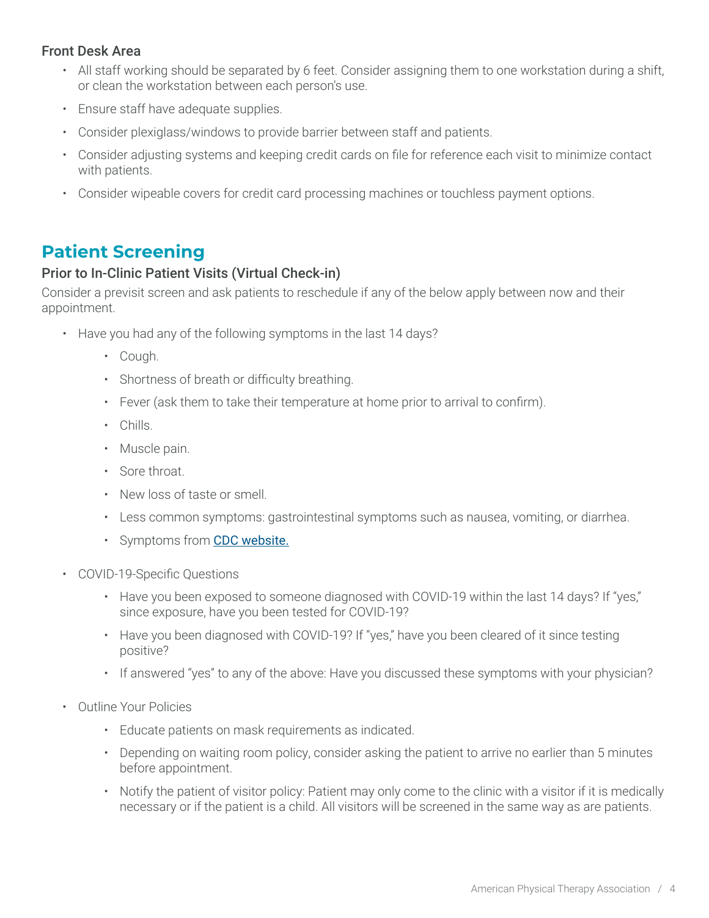### Front Desk Area

- All staff working should be separated by 6 feet. Consider assigning them to one workstation during a shift, or clean the workstation between each person's use.
- Ensure staff have adequate supplies.
- Consider plexiglass/windows to provide barrier between staff and patients.
- Consider adjusting systems and keeping credit cards on file for reference each visit to minimize contact with patients.
- Consider wipeable covers for credit card processing machines or touchless payment options.

## Patient Screening

### Prior to In-Clinic Patient Visits (Virtual Check-in)

Consider a previsit screen and ask patients to reschedule if any of the below apply between now and their appointment.

- Have you had any of the following symptoms in the last 14 days?
    - Cough.
    - Shortness of breath or difficulty breathing.
    - Fever (ask them to take their temperature at home prior to arrival to confirm).
    - Chills.
    - Muscle pain.
    - Sore throat.
    - New loss of taste or smell.
    - Less common symptoms: gastrointestinal symptoms such as nausea, vomiting, or diarrhea.
    - Symptoms from CDC website.
- COVID-19-Specific Questions
    - Have you been exposed to someone diagnosed with COVID-19 within the last 14 days? If "yes," since exposure, have you been tested for COVID-19?
    - Have you been diagnosed with COVID-19? If "yes," have you been cleared of it since testing positive?
    - If answered "yes" to any of the above: Have you discussed these symptoms with your physician?
- Outline Your Policies
    - Educate patients on mask requirements as indicated.
    - Depending on waiting room policy, consider asking the patient to arrive no earlier than 5 minutes before appointment.
    - Notify the patient of visitor policy: Patient may only come to the clinic with a visitor if it is medically necessary or if the patient is a child. All visitors will be screened in the same way as are patients.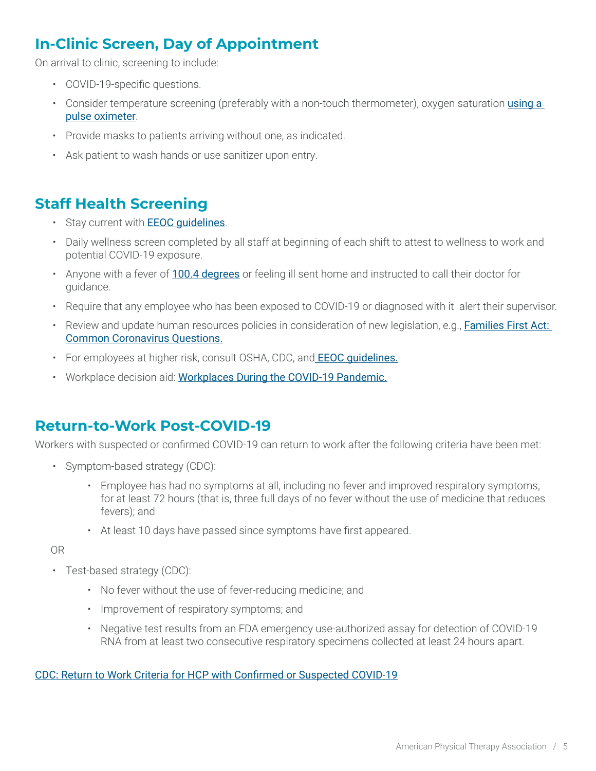## In-Clinic Screen, Day of Appointment

On arrival to clinic, screening to include:

- COVID-19-specific questions.
- Consider temperature screening (preferably with a non-touch thermometer), oxygen saturation [using a pulse oximeter](#).
- Provide masks to patients arriving without one, as indicated.
- Ask patient to wash hands or use sanitizer upon entry.

## Staff Health Screening

- Stay current with [EEOC guidelines](#).
- Daily wellness screen completed by all staff at beginning of each shift to attest to wellness to work and potential COVID-19 exposure.
- Anyone with a fever of [100.4 degrees](#) or feeling ill sent home and instructed to call their doctor for guidance.
- Require that any employee who has been exposed to COVID-19 or diagnosed with it alert their supervisor.
- Review and update human resources policies in consideration of new legislation, e.g., [Families First Act: Common Coronavirus Questions.](#)
- For employees at higher risk, consult OSHA, CDC, and [EEOC guidelines.](#)
- Workplace decision aid: [Workplaces During the COVID-19 Pandemic.](#)

## Return-to-Work Post-COVID-19

Workers with suspected or confirmed COVID-19 can return to work after the following criteria have been met:

- Symptom-based strategy (CDC):
    - Employee has had no symptoms at all, including no fever and improved respiratory symptoms, for at least 72 hours (that is, three full days of no fever without the use of medicine that reduces fevers); and
    - At least 10 days have passed since symptoms have first appeared.

OR

- Test-based strategy (CDC):
    - No fever without the use of fever-reducing medicine; and
    - Improvement of respiratory symptoms; and
    - Negative test results from an FDA emergency use-authorized assay for detection of COVID-19 RNA from at least two consecutive respiratory specimens collected at least 24 hours apart.

[CDC: Return to Work Criteria for HCP with Confirmed or Suspected COVID-19](#)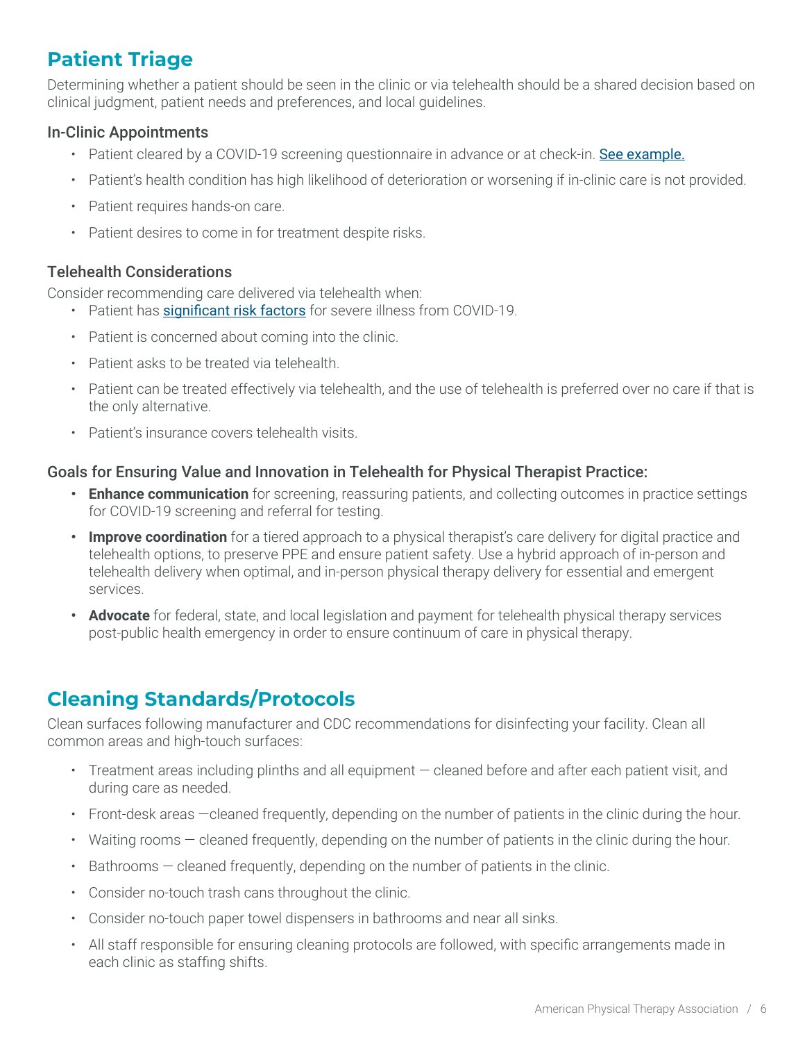## Patient Triage

Determining whether a patient should be seen in the clinic or via telehealth should be a shared decision based on clinical judgment, patient needs and preferences, and local guidelines.

### In-Clinic Appointments

- Patient cleared by a COVID-19 screening questionnaire in advance or at check-in. See example.
- Patient's health condition has high likelihood of deterioration or worsening if in-clinic care is not provided.
- Patient requires hands-on care.
- Patient desires to come in for treatment despite risks.

### Telehealth Considerations

Consider recommending care delivered via telehealth when:

- Patient has significant risk factors for severe illness from COVID-19.
- Patient is concerned about coming into the clinic.
- Patient asks to be treated via telehealth.
- Patient can be treated effectively via telehealth, and the use of telehealth is preferred over no care if that is the only alternative.
- Patient's insurance covers telehealth visits.

### Goals for Ensuring Value and Innovation in Telehealth for Physical Therapist Practice:

- **Enhance communication** for screening, reassuring patients, and collecting outcomes in practice settings for COVID-19 screening and referral for testing.
- **Improve coordination** for a tiered approach to a physical therapist's care delivery for digital practice and telehealth options, to preserve PPE and ensure patient safety. Use a hybrid approach of in-person and telehealth delivery when optimal, and in-person physical therapy delivery for essential and emergent services.
- **Advocate** for federal, state, and local legislation and payment for telehealth physical therapy services post-public health emergency in order to ensure continuum of care in physical therapy.

## Cleaning Standards/Protocols

Clean surfaces following manufacturer and CDC recommendations for disinfecting your facility. Clean all common areas and high-touch surfaces:

- Treatment areas including plinths and all equipment — cleaned before and after each patient visit, and during care as needed.
- Front-desk areas —cleaned frequently, depending on the number of patients in the clinic during the hour.
- Waiting rooms — cleaned frequently, depending on the number of patients in the clinic during the hour.
- Bathrooms — cleaned frequently, depending on the number of patients in the clinic.
- Consider no-touch trash cans throughout the clinic.
- Consider no-touch paper towel dispensers in bathrooms and near all sinks.
- All staff responsible for ensuring cleaning protocols are followed, with specific arrangements made in each clinic as staffing shifts.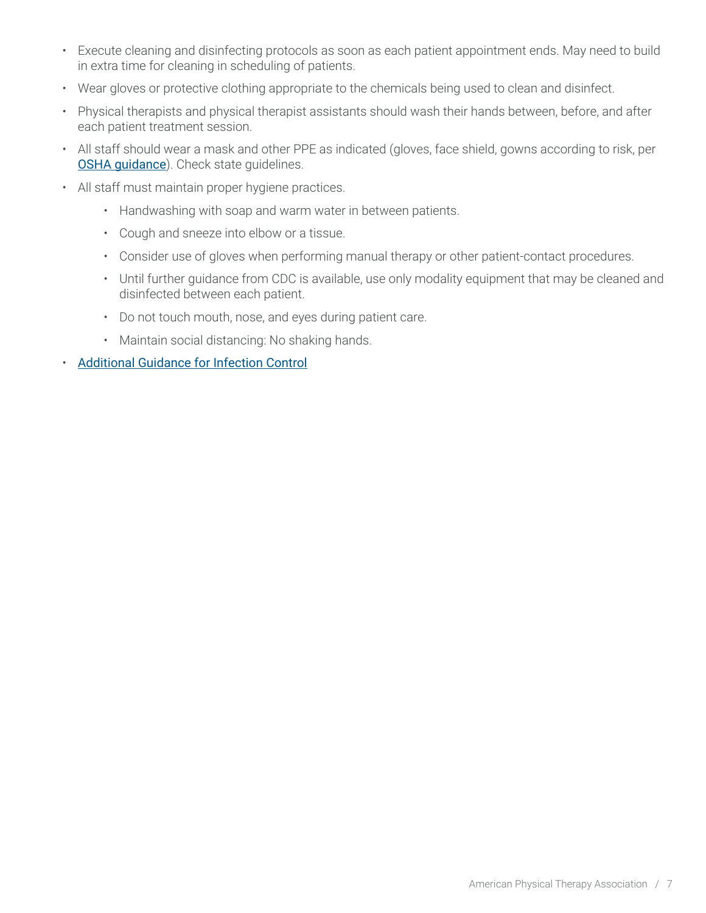- Execute cleaning and disinfecting protocols as soon as each patient appointment ends. May need to build in extra time for cleaning in scheduling of patients.
- Wear gloves or protective clothing appropriate to the chemicals being used to clean and disinfect.
- Physical therapists and physical therapist assistants should wash their hands between, before, and after each patient treatment session.
- All staff should wear a mask and other PPE as indicated (gloves, face shield, gowns according to risk, per OSHA guidance). Check state guidelines.
- All staff must maintain proper hygiene practices.
    - Handwashing with soap and warm water in between patients.
    - Cough and sneeze into elbow or a tissue.
    - Consider use of gloves when performing manual therapy or other patient-contact procedures.
    - Until further guidance from CDC is available, use only modality equipment that may be cleaned and disinfected between each patient.
    - Do not touch mouth, nose, and eyes during patient care.
    - Maintain social distancing: No shaking hands.
- Additional Guidance for Infection Control